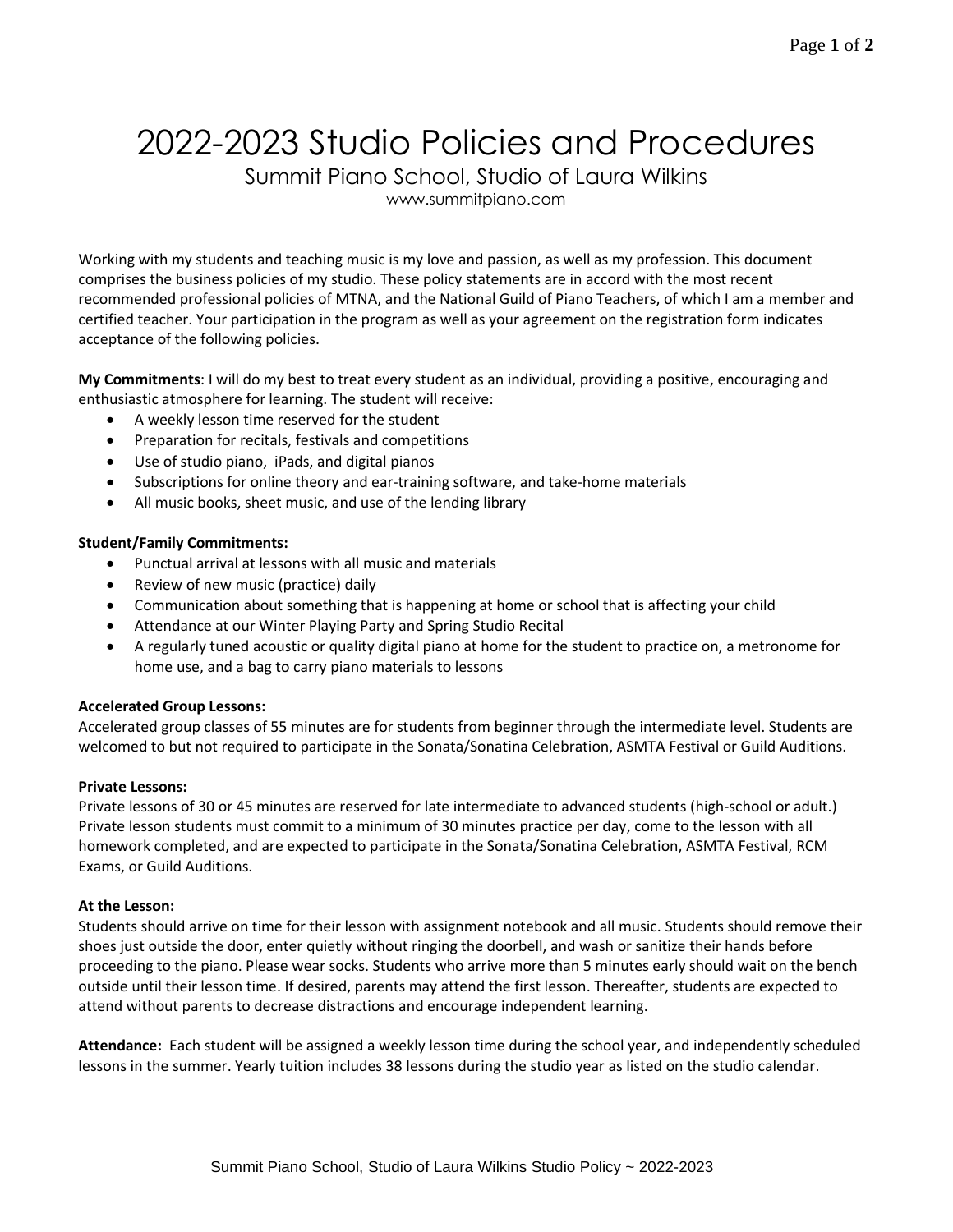# 2022-2023 Studio Policies and Procedures

Summit Piano School, Studio of Laura Wilkins

www.summitpiano.com

Working with my students and teaching music is my love and passion, as well as my profession. This document comprises the business policies of my studio. These policy statements are in accord with the most recent recommended professional policies of MTNA, and the National Guild of Piano Teachers, of which I am a member and certified teacher. Your participation in the program as well as your agreement on the registration form indicates acceptance of the following policies.

**My Commitments**: I will do my best to treat every student as an individual, providing a positive, encouraging and enthusiastic atmosphere for learning. The student will receive:

- A weekly lesson time reserved for the student
- Preparation for recitals, festivals and competitions
- Use of studio piano, iPads, and digital pianos
- Subscriptions for online theory and ear-training software, and take-home materials
- All music books, sheet music, and use of the lending library

**Student/Family Commitments:**

- Punctual arrival at lessons with all music and materials
- Review of new music (practice) daily
- Communication about something that is happening at home or school that is affecting your child
- Attendance at our Winter Playing Party and Spring Studio Recital
- A regularly tuned acoustic or quality digital piano at home for the student to practice on, a metronome for home use, and a bag to carry piano materials to lessons

**Accelerated Group Lessons:**

Accelerated group classes of 55 minutes are for students from beginner through the intermediate level. Students are welcomed to but not required to participate in the Sonata/Sonatina Celebration, ASMTA Festival or Guild Auditions.

**Private Lessons:**

Private lessons of 30 or 45 minutes are reserved for late intermediate to advanced students (high-school or adult.) Private lesson students must commit to a minimum of 30 minutes practice per day, come to the lesson with all homework completed, and are expected to participate in the Sonata/Sonatina Celebration, ASMTA Festival, RCM Exams, or Guild Auditions.

**At the Lesson:**

Students should arrive on time for their lesson with assignment notebook and all music. Students should remove their shoes just outside the door, enter quietly without ringing the doorbell, and wash or sanitize their hands before proceeding to the piano. Please wear socks. Students who arrive more than 5 minutes early should wait on the bench outside until their lesson time. If desired, parents may attend the first lesson. Thereafter, students are expected to attend without parents to decrease distractions and encourage independent learning.

**Attendance:** Each student will be assigned a weekly lesson time during the school year, and independently scheduled lessons in the summer. Yearly tuition includes 38 lessons during the studio year as listed on the studio calendar.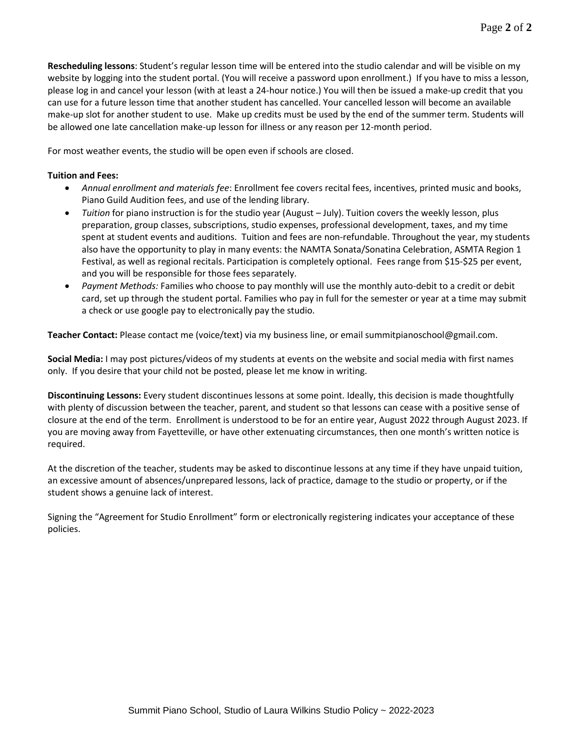**Rescheduling lessons**: Student's regular lesson time will be entered into the studio calendar and will be visible on my website by logging into the student portal. (You will receive a password upon enrollment.) If you have to miss a lesson, please log in and cancel your lesson (with at least a 24-hour notice.) You will then be issued a make-up credit that you can use for a future lesson time that another student has cancelled. Your cancelled lesson will become an available make-up slot for another student to use. Make up credits must be used by the end of the summer term. Students will be allowed one late cancellation make-up lesson for illness or any reason per 12-month period.

For most weather events, the studio will be open even if schools are closed.

**Tuition and Fees:**

- *Annual enrollment and materials fee*: Enrollment fee covers recital fees, incentives, printed music and books, Piano Guild Audition fees, and use of the lending library.
- *Tuition* for piano instruction is for the studio year (August – July). Tuition covers the weekly lesson, plus preparation, group classes, subscriptions, studio expenses, professional development, taxes, and my time spent at student events and auditions. Tuition and fees are non-refundable. Throughout the year, my students also have the opportunity to play in many events: the NAMTA Sonata/Sonatina Celebration, ASMTA Region 1 Festival, as well as regional recitals. Participation is completely optional. Fees range from $15-$25 per event, and you will be responsible for those fees separately.
- *Payment Methods:* Families who choose to pay monthly will use the monthly auto-debit to a credit or debit card, set up through the student portal. Families who pay in full for the semester or year at a time may submit a check or use google pay to electronically pay the studio.

**Teacher Contact:** Please contact me (voice/text) via my business line, or email summitpianoschool@gmail.com.

**Social Media:** I may post pictures/videos of my students at events on the website and social media with first names only. If you desire that your child not be posted, please let me know in writing.

**Discontinuing Lessons:** Every student discontinues lessons at some point. Ideally, this decision is made thoughtfully with plenty of discussion between the teacher, parent, and student so that lessons can cease with a positive sense of closure at the end of the term. Enrollment is understood to be for an entire year, August 2022 through August 2023. If you are moving away from Fayetteville, or have other extenuating circumstances, then one month's written notice is required.

At the discretion of the teacher, students may be asked to discontinue lessons at any time if they have unpaid tuition, an excessive amount of absences/unprepared lessons, lack of practice, damage to the studio or property, or if the student shows a genuine lack of interest.

Signing the "Agreement for Studio Enrollment" form or electronically registering indicates your acceptance of these policies.